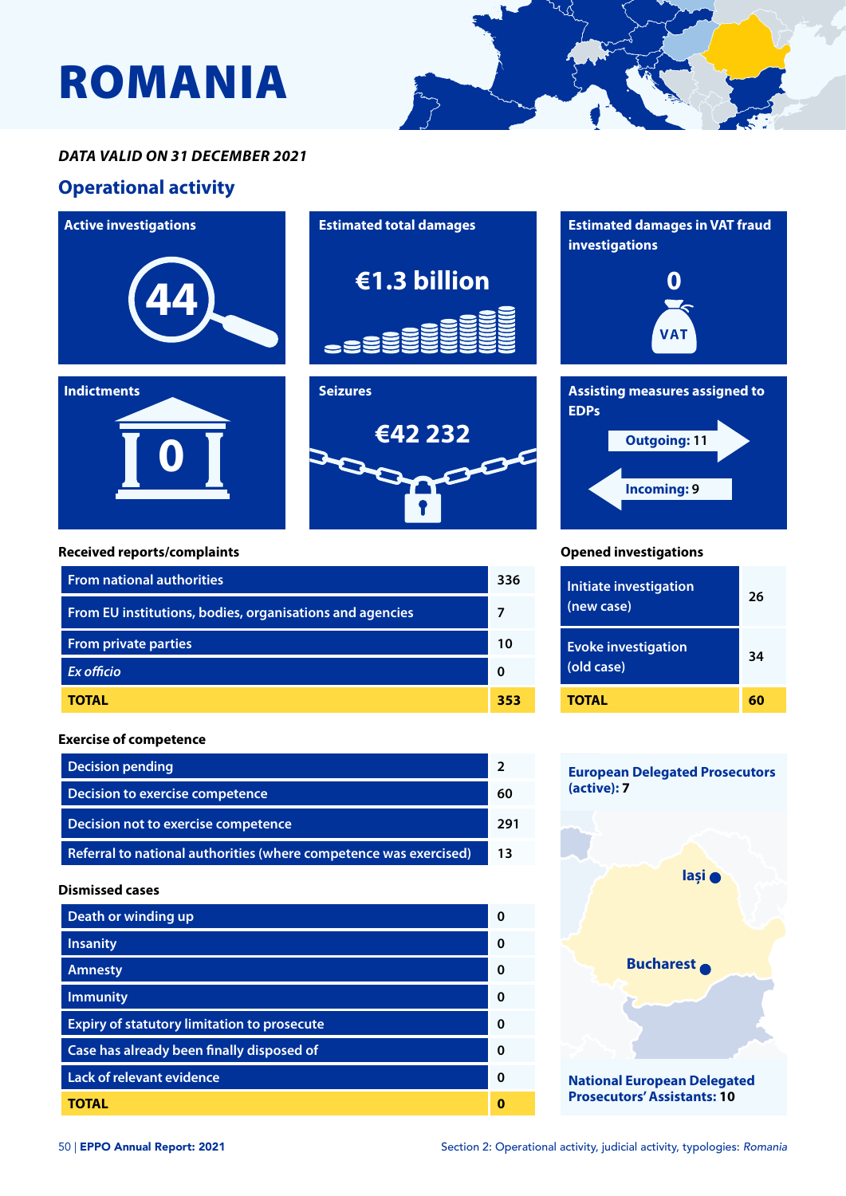# ROMANIA

***DATA VALID ON 31 DECEMBER 2021***

## Operational activity

**Active investigations**
44

**Estimated total damages**
€1.3 billion

**Estimated damages in VAT fraud investigations**
0

**Indictments**
0

**Seizures**
€42 232

**Assisting measures assigned to EDPs**
Outgoing: 11
Incoming: 9

### Received reports/complaints

| | |
|---|---|
| From national authorities | 336 |
| From EU institutions, bodies, organisations and agencies | 7 |
| From private parties | 10 |
| *Ex officio* | 0 |
| **TOTAL** | **353** |

### Opened investigations

| | |
|---|---|
| Initiate investigation (new case) | 26 |
| Evoke investigation (old case) | 34 |
| **TOTAL** | **60** |

### Exercise of competence

| | |
|---|---|
| Decision pending | 2 |
| Decision to exercise competence | 60 |
| Decision not to exercise competence | 291 |
| Referral to national authorities (where competence was exercised) | 13 |

### Dismissed cases

| | |
|---|---|
| Death or winding up | 0 |
| Insanity | 0 |
| Amnesty | 0 |
| Immunity | 0 |
| Expiry of statutory limitation to prosecute | 0 |
| Case has already been finally disposed of | 0 |
| Lack of relevant evidence | 0 |
| **TOTAL** | **0** |

**European Delegated Prosecutors (active): 7**

Iași

Bucharest

**National European Delegated Prosecutors' Assistants: 10**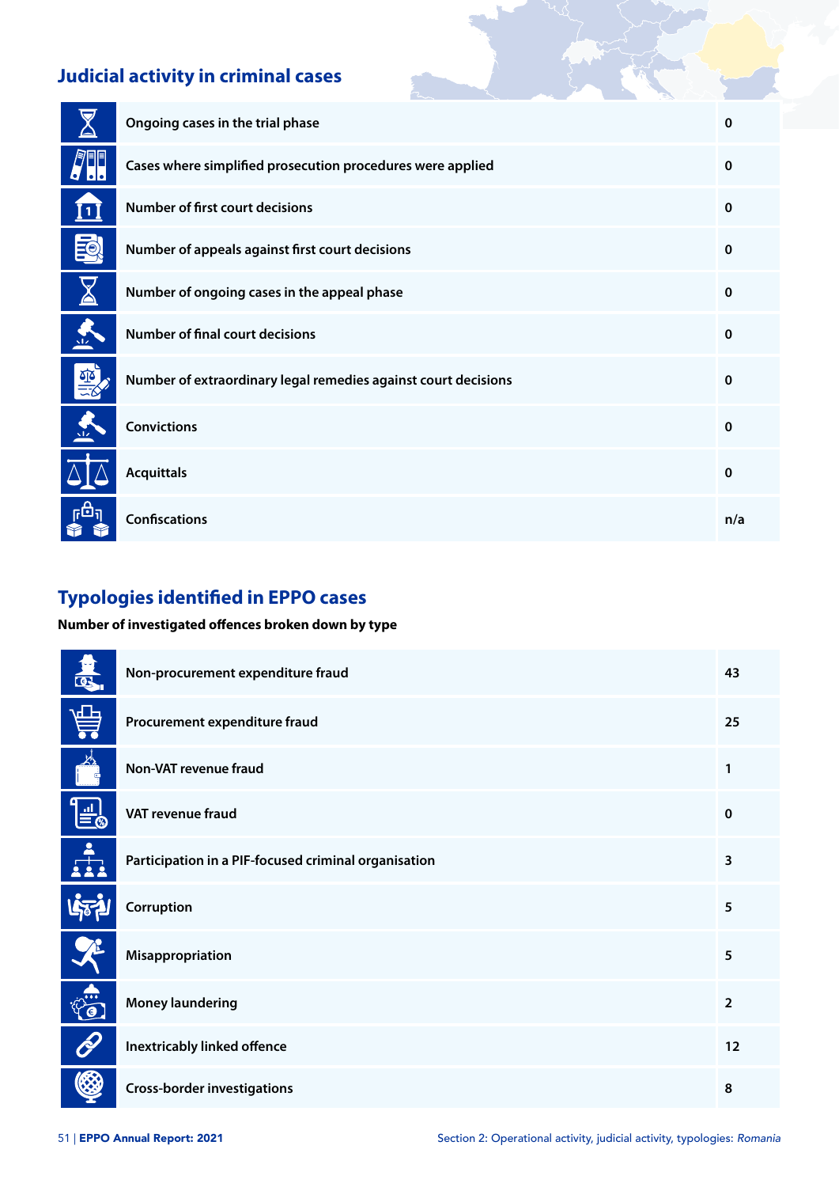## Judicial activity in criminal cases

| | |
|---|---|
| Ongoing cases in the trial phase | 0 |
| Cases where simplified prosecution procedures were applied | 0 |
| Number of first court decisions | 0 |
| Number of appeals against first court decisions | 0 |
| Number of ongoing cases in the appeal phase | 0 |
| Number of final court decisions | 0 |
| Number of extraordinary legal remedies against court decisions | 0 |
| Convictions | 0 |
| Acquittals | 0 |
| Confiscations | n/a |

## Typologies identified in EPPO cases

**Number of investigated offences broken down by type**

| | |
|---|---|
| Non-procurement expenditure fraud | 43 |
| Procurement expenditure fraud | 25 |
| Non-VAT revenue fraud | 1 |
| VAT revenue fraud | 0 |
| Participation in a PIF-focused criminal organisation | 3 |
| Corruption | 5 |
| Misappropriation | 5 |
| Money laundering | 2 |
| Inextricably linked offence | 12 |
| Cross-border investigations | 8 |